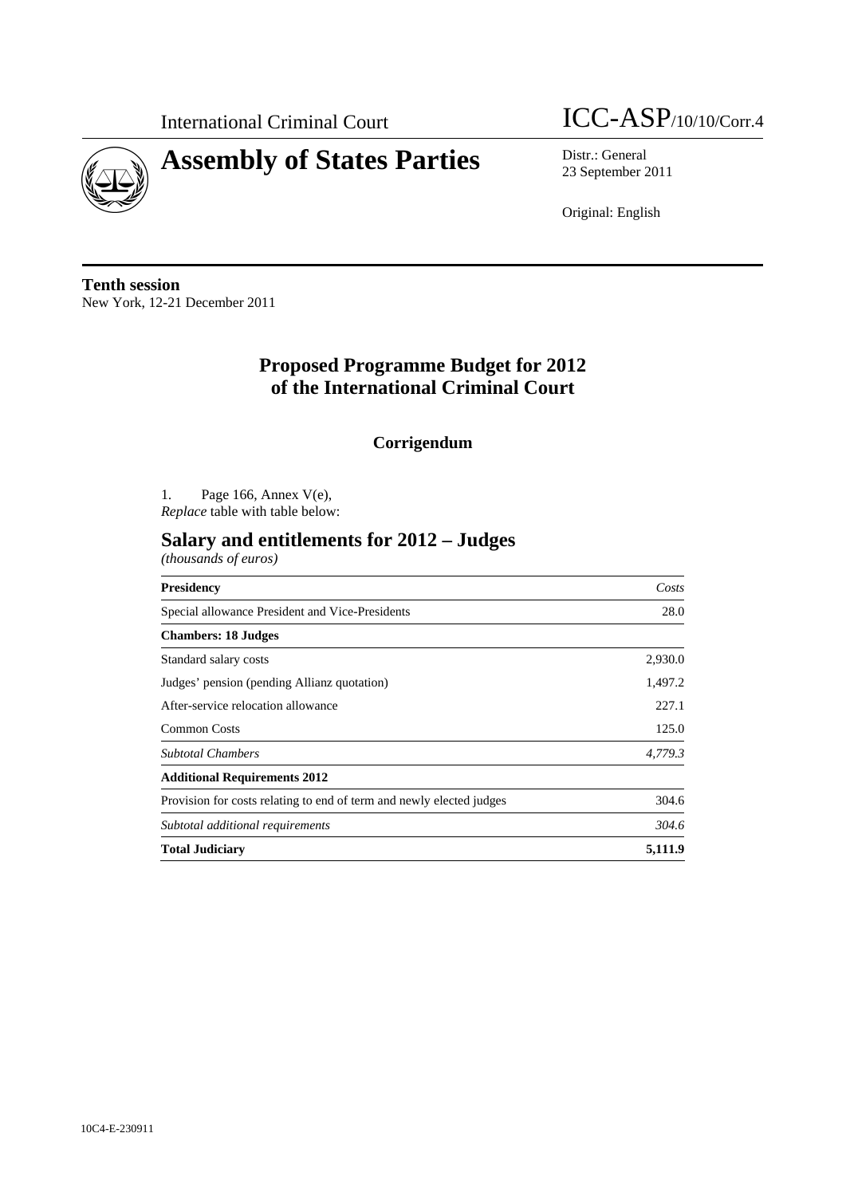International Criminal Court

# Assembly of States Parties

ICC-ASP/10/10/Corr.4

Distr.: General
23 September 2011

Original: English

**Tenth session**
New York, 12-21 December 2011

## Proposed Programme Budget for 2012 of the International Criminal Court

### Corrigendum

1. Page 166, Annex V(e),
*Replace* table with table below:

## Salary and entitlements for 2012 – Judges

*(thousands of euros)*

| **Presidency** | *Costs* |
|---|---|
| Special allowance President and Vice-Presidents | 28.0 |
| **Chambers: 18 Judges** | |
| Standard salary costs | 2,930.0 |
| Judges' pension (pending Allianz quotation) | 1,497.2 |
| After-service relocation allowance | 227.1 |
| Common Costs | 125.0 |
| *Subtotal Chambers* | *4,779.3* |
| **Additional Requirements 2012** | |
| Provision for costs relating to end of term and newly elected judges | 304.6 |
| *Subtotal additional requirements* | *304.6* |
| **Total Judiciary** | **5,111.9** |

10C4-E-230911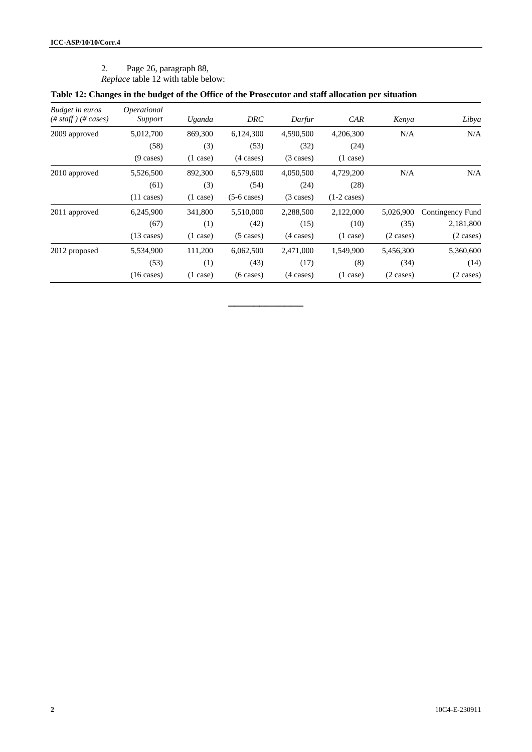2. Page 26, paragraph 88,

*Replace* table 12 with table below:

**Table 12: Changes in the budget of the Office of the Prosecutor and staff allocation per situation**

| *Budget in euros (# staff ) (# cases)* | *Operational Support* | *Uganda* | *DRC* | *Darfur* | *CAR* | *Kenya* | *Libya* |
|---|---|---|---|---|---|---|---|
| 2009 approved | 5,012,700 | 869,300 | 6,124,300 | 4,590,500 | 4,206,300 | N/A | N/A |
| | (58) | (3) | (53) | (32) | (24) | | |
| | (9 cases) | (1 case) | (4 cases) | (3 cases) | (1 case) | | |
| 2010 approved | 5,526,500 | 892,300 | 6,579,600 | 4,050,500 | 4,729,200 | N/A | N/A |
| | (61) | (3) | (54) | (24) | (28) | | |
| | (11 cases) | (1 case) | (5-6 cases) | (3 cases) | (1-2 cases) | | |
| 2011 approved | 6,245,900 | 341,800 | 5,510,000 | 2,288,500 | 2,122,000 | 5,026,900 | Contingency Fund |
| | (67) | (1) | (42) | (15) | (10) | (35) | 2,181,800 |
| | (13 cases) | (1 case) | (5 cases) | (4 cases) | (1 case) | (2 cases) | (2 cases) |
| 2012 proposed | 5,534,900 | 111,200 | 6,062,500 | 2,471,000 | 1,549,900 | 5,456,300 | 5,360,600 |
| | (53) | (1) | (43) | (17) | (8) | (34) | (14) |
| | (16 cases) | (1 case) | (6 cases) | (4 cases) | (1 case) | (2 cases) | (2 cases) |